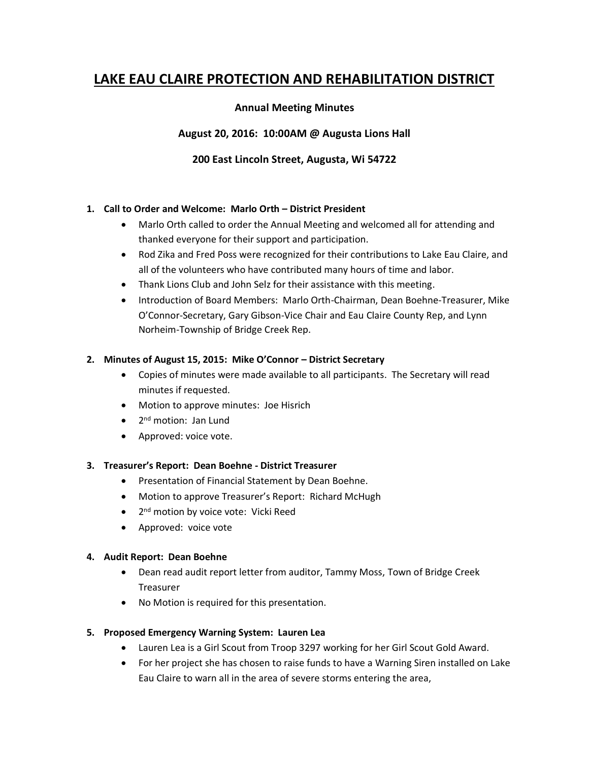# LAKE EAU CLAIRE PROTECTION AND REHABILITATION DISTRICT

**Annual Meeting Minutes**

**August 20, 2016: 10:00AM @ Augusta Lions Hall**

**200 East Lincoln Street, Augusta, Wi 54722**

1. **Call to Order and Welcome: Marlo Orth – District President**
   - Marlo Orth called to order the Annual Meeting and welcomed all for attending and thanked everyone for their support and participation.
   - Rod Zika and Fred Poss were recognized for their contributions to Lake Eau Claire, and all of the volunteers who have contributed many hours of time and labor.
   - Thank Lions Club and John Selz for their assistance with this meeting.
   - Introduction of Board Members: Marlo Orth-Chairman, Dean Boehne-Treasurer, Mike O'Connor-Secretary, Gary Gibson-Vice Chair and Eau Claire County Rep, and Lynn Norheim-Township of Bridge Creek Rep.

2. **Minutes of August 15, 2015: Mike O'Connor – District Secretary**
   - Copies of minutes were made available to all participants. The Secretary will read minutes if requested.
   - Motion to approve minutes: Joe Hisrich
   - 2nd motion: Jan Lund
   - Approved: voice vote.

3. **Treasurer's Report: Dean Boehne - District Treasurer**
   - Presentation of Financial Statement by Dean Boehne.
   - Motion to approve Treasurer's Report: Richard McHugh
   - 2nd motion by voice vote: Vicki Reed
   - Approved: voice vote

4. **Audit Report: Dean Boehne**
   - Dean read audit report letter from auditor, Tammy Moss, Town of Bridge Creek Treasurer
   - No Motion is required for this presentation.

5. **Proposed Emergency Warning System: Lauren Lea**
   - Lauren Lea is a Girl Scout from Troop 3297 working for her Girl Scout Gold Award.
   - For her project she has chosen to raise funds to have a Warning Siren installed on Lake Eau Claire to warn all in the area of severe storms entering the area,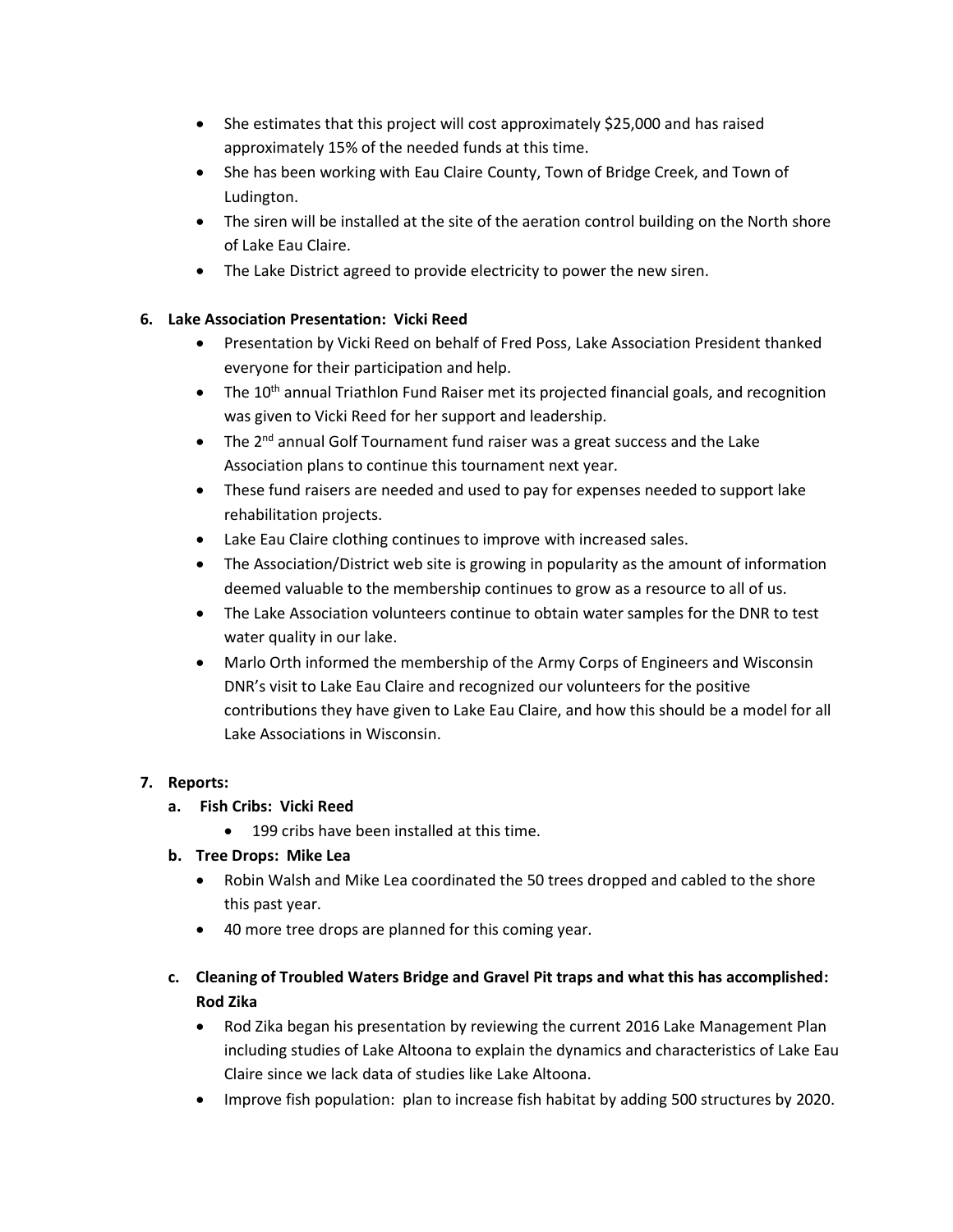- She estimates that this project will cost approximately $25,000 and has raised approximately 15% of the needed funds at this time.
- She has been working with Eau Claire County, Town of Bridge Creek, and Town of Ludington.
- The siren will be installed at the site of the aeration control building on the North shore of Lake Eau Claire.
- The Lake District agreed to provide electricity to power the new siren.

**6. Lake Association Presentation: Vicki Reed**

- Presentation by Vicki Reed on behalf of Fred Poss, Lake Association President thanked everyone for their participation and help.
- The 10th annual Triathlon Fund Raiser met its projected financial goals, and recognition was given to Vicki Reed for her support and leadership.
- The 2nd annual Golf Tournament fund raiser was a great success and the Lake Association plans to continue this tournament next year.
- These fund raisers are needed and used to pay for expenses needed to support lake rehabilitation projects.
- Lake Eau Claire clothing continues to improve with increased sales.
- The Association/District web site is growing in popularity as the amount of information deemed valuable to the membership continues to grow as a resource to all of us.
- The Lake Association volunteers continue to obtain water samples for the DNR to test water quality in our lake.
- Marlo Orth informed the membership of the Army Corps of Engineers and Wisconsin DNR's visit to Lake Eau Claire and recognized our volunteers for the positive contributions they have given to Lake Eau Claire, and how this should be a model for all Lake Associations in Wisconsin.

**7. Reports:**

**a. Fish Cribs: Vicki Reed**

- 199 cribs have been installed at this time.

**b. Tree Drops: Mike Lea**

- Robin Walsh and Mike Lea coordinated the 50 trees dropped and cabled to the shore this past year.
- 40 more tree drops are planned for this coming year.

**c. Cleaning of Troubled Waters Bridge and Gravel Pit traps and what this has accomplished: Rod Zika**

- Rod Zika began his presentation by reviewing the current 2016 Lake Management Plan including studies of Lake Altoona to explain the dynamics and characteristics of Lake Eau Claire since we lack data of studies like Lake Altoona.
- Improve fish population: plan to increase fish habitat by adding 500 structures by 2020.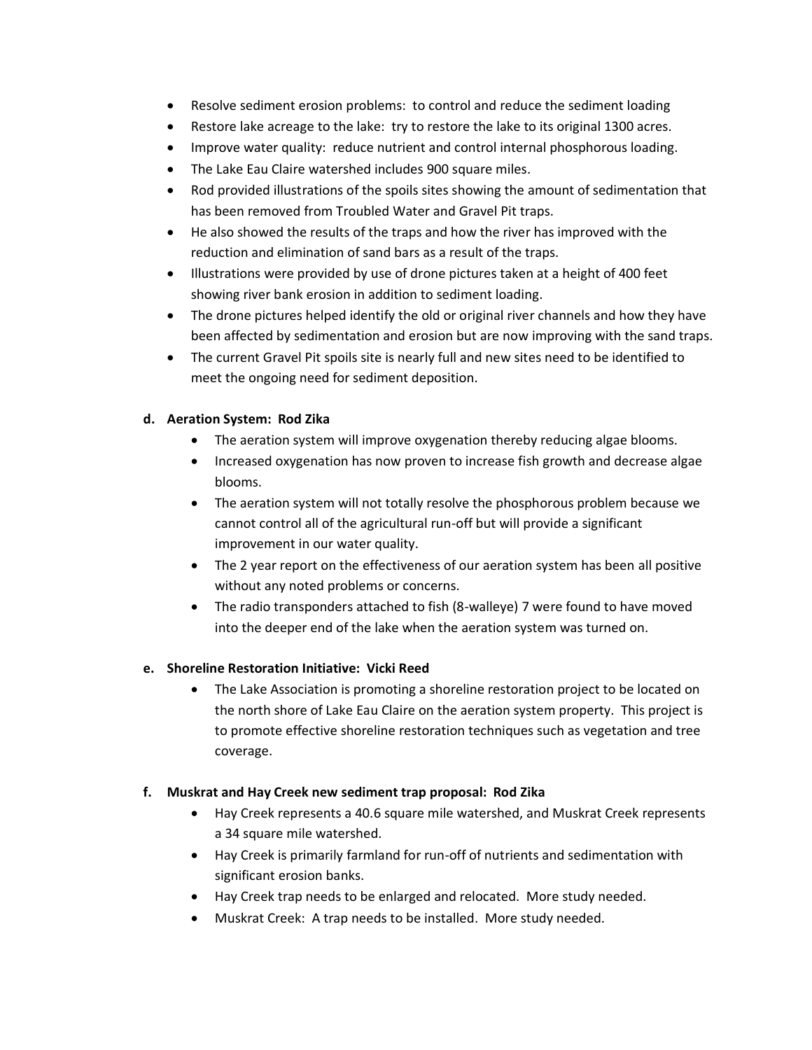- Resolve sediment erosion problems: to control and reduce the sediment loading
- Restore lake acreage to the lake: try to restore the lake to its original 1300 acres.
- Improve water quality: reduce nutrient and control internal phosphorous loading.
- The Lake Eau Claire watershed includes 900 square miles.
- Rod provided illustrations of the spoils sites showing the amount of sedimentation that has been removed from Troubled Water and Gravel Pit traps.
- He also showed the results of the traps and how the river has improved with the reduction and elimination of sand bars as a result of the traps.
- Illustrations were provided by use of drone pictures taken at a height of 400 feet showing river bank erosion in addition to sediment loading.
- The drone pictures helped identify the old or original river channels and how they have been affected by sedimentation and erosion but are now improving with the sand traps.
- The current Gravel Pit spoils site is nearly full and new sites need to be identified to meet the ongoing need for sediment deposition.

**d. Aeration System: Rod Zika**

- The aeration system will improve oxygenation thereby reducing algae blooms.
- Increased oxygenation has now proven to increase fish growth and decrease algae blooms.
- The aeration system will not totally resolve the phosphorous problem because we cannot control all of the agricultural run-off but will provide a significant improvement in our water quality.
- The 2 year report on the effectiveness of our aeration system has been all positive without any noted problems or concerns.
- The radio transponders attached to fish (8-walleye) 7 were found to have moved into the deeper end of the lake when the aeration system was turned on.

**e. Shoreline Restoration Initiative: Vicki Reed**

- The Lake Association is promoting a shoreline restoration project to be located on the north shore of Lake Eau Claire on the aeration system property. This project is to promote effective shoreline restoration techniques such as vegetation and tree coverage.

**f. Muskrat and Hay Creek new sediment trap proposal: Rod Zika**

- Hay Creek represents a 40.6 square mile watershed, and Muskrat Creek represents a 34 square mile watershed.
- Hay Creek is primarily farmland for run-off of nutrients and sedimentation with significant erosion banks.
- Hay Creek trap needs to be enlarged and relocated. More study needed.
- Muskrat Creek: A trap needs to be installed. More study needed.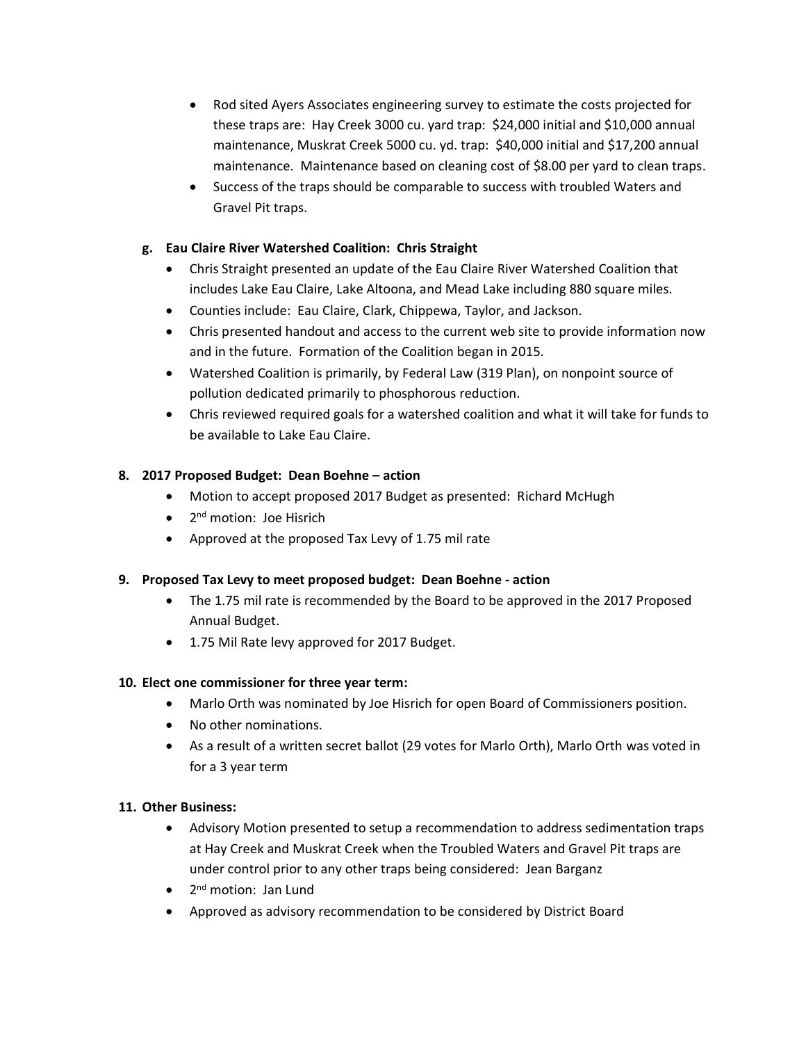- Rod sited Ayers Associates engineering survey to estimate the costs projected for these traps are: Hay Creek 3000 cu. yard trap: $24,000 initial and $10,000 annual maintenance, Muskrat Creek 5000 cu. yd. trap: $40,000 initial and $17,200 annual maintenance. Maintenance based on cleaning cost of $8.00 per yard to clean traps.
- Success of the traps should be comparable to success with troubled Waters and Gravel Pit traps.

**g. Eau Claire River Watershed Coalition: Chris Straight**

- Chris Straight presented an update of the Eau Claire River Watershed Coalition that includes Lake Eau Claire, Lake Altoona, and Mead Lake including 880 square miles.
- Counties include: Eau Claire, Clark, Chippewa, Taylor, and Jackson.
- Chris presented handout and access to the current web site to provide information now and in the future. Formation of the Coalition began in 2015.
- Watershed Coalition is primarily, by Federal Law (319 Plan), on nonpoint source of pollution dedicated primarily to phosphorous reduction.
- Chris reviewed required goals for a watershed coalition and what it will take for funds to be available to Lake Eau Claire.

**8. 2017 Proposed Budget: Dean Boehne – action**

- Motion to accept proposed 2017 Budget as presented: Richard McHugh
- 2nd motion: Joe Hisrich
- Approved at the proposed Tax Levy of 1.75 mil rate

**9. Proposed Tax Levy to meet proposed budget: Dean Boehne - action**

- The 1.75 mil rate is recommended by the Board to be approved in the 2017 Proposed Annual Budget.
- 1.75 Mil Rate levy approved for 2017 Budget.

**10. Elect one commissioner for three year term:**

- Marlo Orth was nominated by Joe Hisrich for open Board of Commissioners position.
- No other nominations.
- As a result of a written secret ballot (29 votes for Marlo Orth), Marlo Orth was voted in for a 3 year term

**11. Other Business:**

- Advisory Motion presented to setup a recommendation to address sedimentation traps at Hay Creek and Muskrat Creek when the Troubled Waters and Gravel Pit traps are under control prior to any other traps being considered: Jean Barganz
- 2nd motion: Jan Lund
- Approved as advisory recommendation to be considered by District Board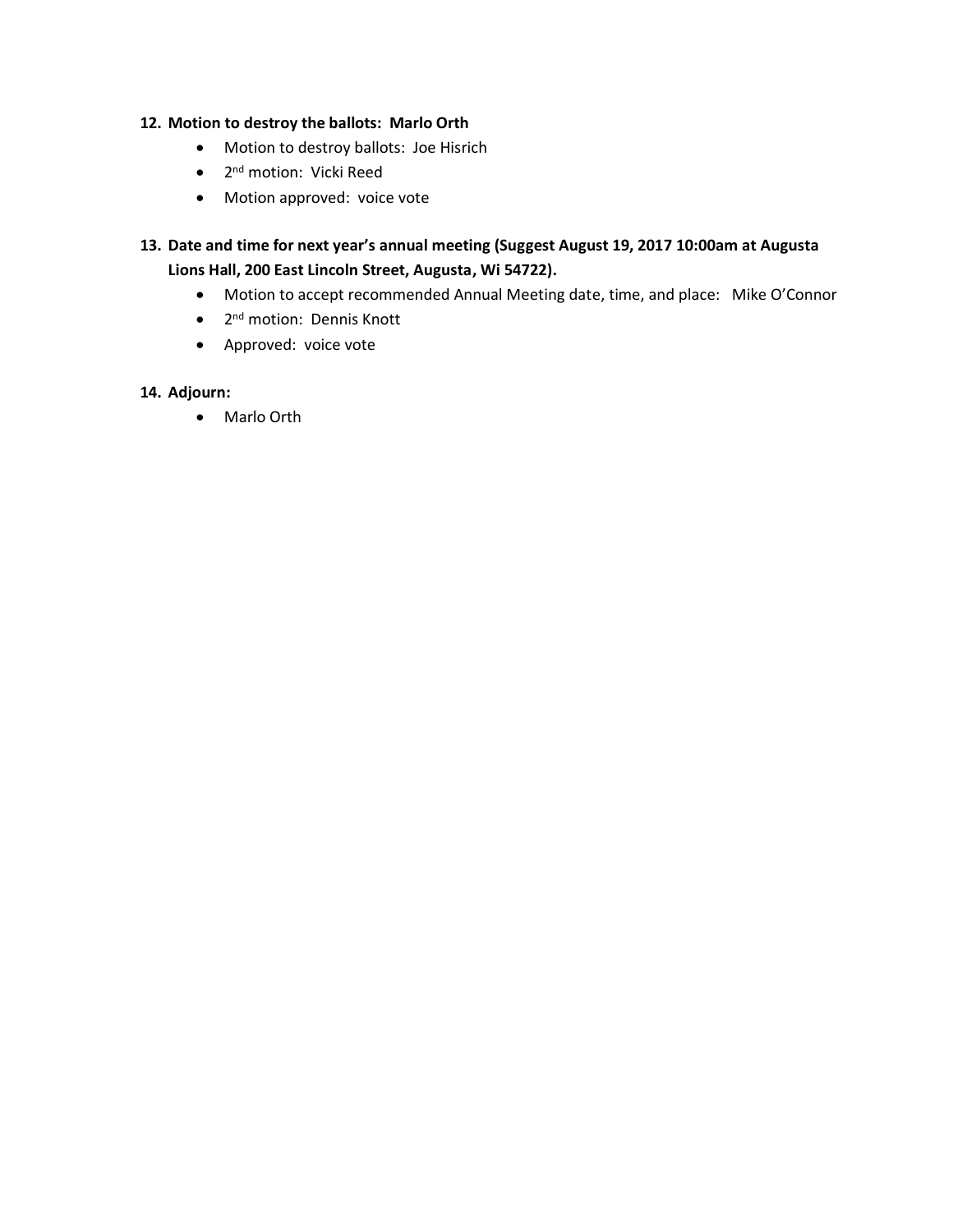12. **Motion to destroy the ballots: Marlo Orth**
    - Motion to destroy ballots: Joe Hisrich
    - 2nd motion: Vicki Reed
    - Motion approved: voice vote

13. **Date and time for next year's annual meeting (Suggest August 19, 2017 10:00am at Augusta Lions Hall, 200 East Lincoln Street, Augusta, Wi 54722).**
    - Motion to accept recommended Annual Meeting date, time, and place: Mike O'Connor
    - 2nd motion: Dennis Knott
    - Approved: voice vote

14. **Adjourn:**
    - Marlo Orth